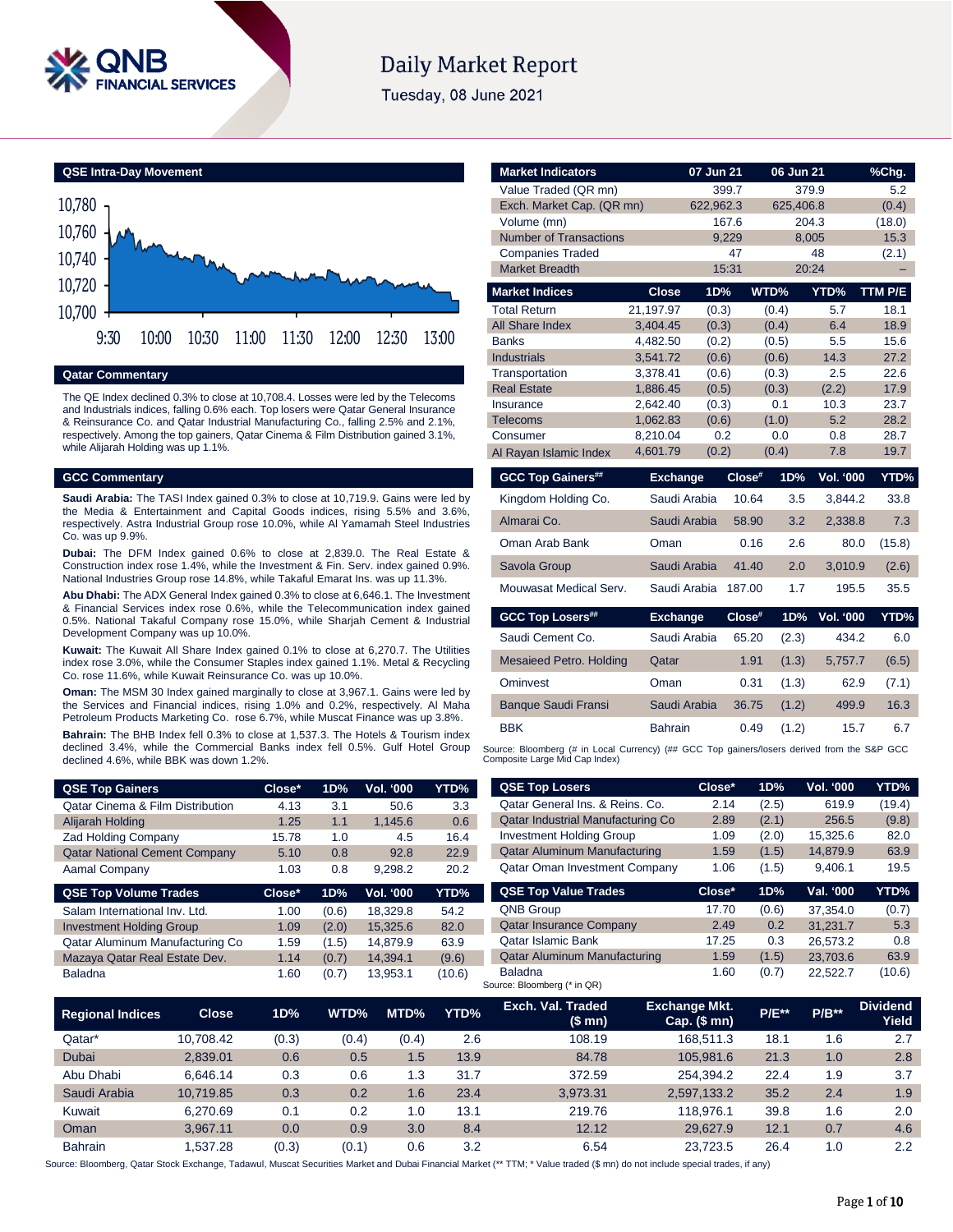# Daily Market Report

Tuesday, 08 June 2021

## QSE Intra-Day Movement

## Qatar Commentary

The QE Index declined 0.3% to close at 10,708.4. Losses were led by the Telecoms and Industrials indices, falling 0.6% each. Top losers were Qatar General Insurance & Reinsurance Co. and Qatar Industrial Manufacturing Co., falling 2.5% and 2.1%, respectively. Among the top gainers, Qatar Cinema & Film Distribution gained 3.1%, while Alijarah Holding was up 1.1%.

## GCC Commentary

**Saudi Arabia:** The TASI Index gained 0.3% to close at 10,719.9. Gains were led by the Media & Entertainment and Capital Goods indices, rising 5.5% and 3.6%, respectively. Astra Industrial Group rose 10.0%, while Al Yamamah Steel Industries Co. was up 9.9%.

**Dubai:** The DFM Index gained 0.6% to close at 2,839.0. The Real Estate & Construction index rose 1.4%, while the Investment & Fin. Serv. index gained 0.9%. National Industries Group rose 14.8%, while Takaful Emarat Ins. was up 11.3%.

**Abu Dhabi:** The ADX General Index gained 0.3% to close at 6,646.1. The Investment & Financial Services index rose 0.6%, while the Telecommunication index gained 0.5%. National Takaful Company rose 15.0%, while Sharjah Cement & Industrial Development Company was up 10.0%.

**Kuwait:** The Kuwait All Share Index gained 0.1% to close at 6,270.7. The Utilities index rose 3.0%, while the Consumer Staples index gained 1.1%. Metal & Recycling Co. rose 11.6%, while Kuwait Reinsurance Co. was up 10.0%.

**Oman:** The MSM 30 Index gained marginally to close at 3,967.1. Gains were led by the Services and Financial indices, rising 1.0% and 0.2%, respectively. Al Maha Petroleum Products Marketing Co. rose 6.7%, while Muscat Finance was up 3.8%.

**Bahrain:** The BHB Index fell 0.3% to close at 1,537.3. The Hotels & Tourism index declined 3.4%, while the Commercial Banks index fell 0.5%. Gulf Hotel Group declined 4.6%, while BBK was down 1.2%.

| Market Indicators | 07 Jun 21 | 06 Jun 21 | %Chg. |
|---|---|---|---|
| Value Traded (QR mn) | 399.7 | 379.9 | 5.2 |
| Exch. Market Cap. (QR mn) | 622,962.3 | 625,406.8 | (0.4) |
| Volume (mn) | 167.6 | 204.3 | (18.0) |
| Number of Transactions | 9,229 | 8,005 | 15.3 |
| Companies Traded | 47 | 48 | (2.1) |
| Market Breadth | 15:31 | 20:24 | – |

| Market Indices | Close | 1D% | WTD% | YTD% | TTM P/E |
|---|---|---|---|---|---|
| Total Return | 21,197.97 | (0.3) | (0.4) | 5.7 | 18.1 |
| All Share Index | 3,404.45 | (0.3) | (0.4) | 6.4 | 18.9 |
| Banks | 4,482.50 | (0.2) | (0.5) | 5.5 | 15.6 |
| Industrials | 3,541.72 | (0.6) | (0.6) | 14.3 | 27.2 |
| Transportation | 3,378.41 | (0.6) | (0.3) | 2.5 | 22.6 |
| Real Estate | 1,886.45 | (0.5) | (0.3) | (2.2) | 17.9 |
| Insurance | 2,642.40 | (0.3) | 0.1 | 10.3 | 23.7 |
| Telecoms | 1,062.83 | (0.6) | (1.0) | 5.2 | 28.2 |
| Consumer | 8,210.04 | 0.2 | 0.0 | 0.8 | 28.7 |
| Al Rayan Islamic Index | 4,601.79 | (0.2) | (0.4) | 7.8 | 19.7 |

| GCC Top Gainers## | Exchange | Close# | 1D% | Vol. '000 | YTD% |
|---|---|---|---|---|---|
| Kingdom Holding Co. | Saudi Arabia | 10.64 | 3.5 | 3,844.2 | 33.8 |
| Almarai Co. | Saudi Arabia | 58.90 | 3.2 | 2,338.8 | 7.3 |
| Oman Arab Bank | Oman | 0.16 | 2.6 | 80.0 | (15.8) |
| Savola Group | Saudi Arabia | 41.40 | 2.0 | 3,010.9 | (2.6) |
| Mouwasat Medical Serv. | Saudi Arabia | 187.00 | 1.7 | 195.5 | 35.5 |

| GCC Top Losers## | Exchange | Close# | 1D% | Vol. '000 | YTD% |
|---|---|---|---|---|---|
| Saudi Cement Co. | Saudi Arabia | 65.20 | (2.3) | 434.2 | 6.0 |
| Mesaieed Petro. Holding | Qatar | 1.91 | (1.3) | 5,757.7 | (6.5) |
| Ominvest | Oman | 0.31 | (1.3) | 62.9 | (7.1) |
| Banque Saudi Fransi | Saudi Arabia | 36.75 | (1.2) | 499.9 | 16.3 |
| BBK | Bahrain | 0.49 | (1.2) | 15.7 | 6.7 |

Source: Bloomberg (# in Local Currency) (## GCC Top gainers/losers derived from the S&P GCC Composite Large Mid Cap Index)

| QSE Top Gainers | Close* | 1D% | Vol. '000 | YTD% |
|---|---|---|---|---|
| Qatar Cinema & Film Distribution | 4.13 | 3.1 | 50.6 | 3.3 |
| Alijarah Holding | 1.25 | 1.1 | 1,145.6 | 0.6 |
| Zad Holding Company | 15.78 | 1.0 | 4.5 | 16.4 |
| Qatar National Cement Company | 5.10 | 0.8 | 92.8 | 22.9 |
| Aamal Company | 1.03 | 0.8 | 9,298.2 | 20.2 |

| QSE Top Volume Trades | Close* | 1D% | Vol. '000 | YTD% |
|---|---|---|---|---|
| Salam International Inv. Ltd. | 1.00 | (0.6) | 18,329.8 | 54.2 |
| Investment Holding Group | 1.09 | (2.0) | 15,325.6 | 82.0 |
| Qatar Aluminum Manufacturing Co | 1.59 | (1.5) | 14,879.9 | 63.9 |
| Mazaya Qatar Real Estate Dev. | 1.14 | (0.7) | 14,394.1 | (9.6) |
| Baladna | 1.60 | (0.7) | 13,953.1 | (10.6) |

| QSE Top Losers | Close* | 1D% | Vol. '000 | YTD% |
|---|---|---|---|---|
| Qatar General Ins. & Reins. Co. | 2.14 | (2.5) | 619.9 | (19.4) |
| Qatar Industrial Manufacturing Co | 2.89 | (2.1) | 256.5 | (9.8) |
| Investment Holding Group | 1.09 | (2.0) | 15,325.6 | 82.0 |
| Qatar Aluminum Manufacturing | 1.59 | (1.5) | 14,879.9 | 63.9 |
| Qatar Oman Investment Company | 1.06 | (1.5) | 9,406.1 | 19.5 |

| QSE Top Value Trades | Close* | 1D% | Val. '000 | YTD% |
|---|---|---|---|---|
| QNB Group | 17.70 | (0.6) | 37,354.0 | (0.7) |
| Qatar Insurance Company | 2.49 | 0.2 | 31,231.7 | 5.3 |
| Qatar Islamic Bank | 17.25 | 0.3 | 26,573.2 | 0.8 |
| Qatar Aluminum Manufacturing | 1.59 | (1.5) | 23,703.6 | 63.9 |
| Baladna | 1.60 | (0.7) | 22,522.7 | (10.6) |

Source: Bloomberg (* in QR)

| Regional Indices | Close | 1D% | WTD% | MTD% | YTD% | Exch. Val. Traded ($ mn) | Exchange Mkt. Cap. ($ mn) | P/E** | P/B** | Dividend Yield |
|---|---|---|---|---|---|---|---|---|---|---|
| Qatar* | 10,708.42 | (0.3) | (0.4) | (0.4) | 2.6 | 108.19 | 168,511.3 | 18.1 | 1.6 | 2.7 |
| Dubai | 2,839.01 | 0.6 | 0.5 | 1.5 | 13.9 | 84.78 | 105,981.6 | 21.3 | 1.0 | 2.8 |
| Abu Dhabi | 6,646.14 | 0.3 | 0.6 | 1.3 | 31.7 | 372.59 | 254,394.2 | 22.4 | 1.9 | 3.7 |
| Saudi Arabia | 10,719.85 | 0.3 | 0.2 | 1.6 | 23.4 | 3,973.31 | 2,597,133.2 | 35.2 | 2.4 | 1.9 |
| Kuwait | 6,270.69 | 0.1 | 0.2 | 1.0 | 13.1 | 219.76 | 118,976.1 | 39.8 | 1.6 | 2.0 |
| Oman | 3,967.11 | 0.0 | 0.9 | 3.0 | 8.4 | 12.12 | 29,627.9 | 12.1 | 0.7 | 4.6 |
| Bahrain | 1,537.28 | (0.3) | (0.1) | 0.6 | 3.2 | 6.54 | 23,723.5 | 26.4 | 1.0 | 2.2 |

Source: Bloomberg, Qatar Stock Exchange, Tadawul, Muscat Securities Market and Dubai Financial Market (** TTM; * Value traded ($ mn) do not include special trades, if any)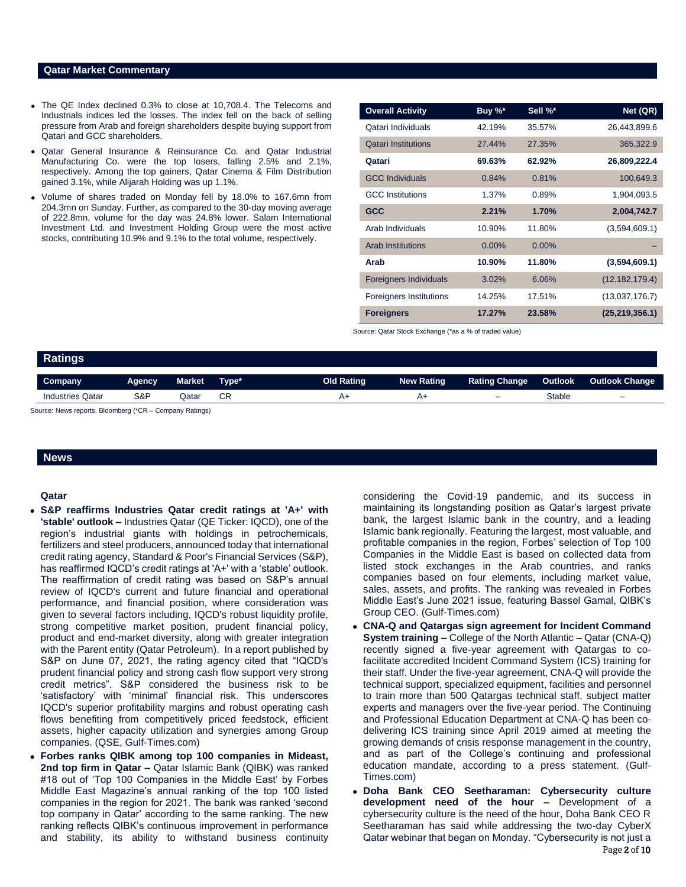## Qatar Market Commentary

- The QE Index declined 0.3% to close at 10,708.4. The Telecoms and Industrials indices led the losses. The index fell on the back of selling pressure from Arab and foreign shareholders despite buying support from Qatari and GCC shareholders.
- Qatar General Insurance & Reinsurance Co. and Qatar Industrial Manufacturing Co. were the top losers, falling 2.5% and 2.1%, respectively. Among the top gainers, Qatar Cinema & Film Distribution gained 3.1%, while Alijarah Holding was up 1.1%.
- Volume of shares traded on Monday fell by 18.0% to 167.6mn from 204.3mn on Sunday. Further, as compared to the 30-day moving average of 222.8mn, volume for the day was 24.8% lower. Salam International Investment Ltd. and Investment Holding Group were the most active stocks, contributing 10.9% and 9.1% to the total volume, respectively.

| Overall Activity | Buy %* | Sell %* | Net (QR) |
|---|---|---|---|
| Qatari Individuals | 42.19% | 35.57% | 26,443,899.6 |
| Qatari Institutions | 27.44% | 27.35% | 365,322.9 |
| **Qatari** | **69.63%** | **62.92%** | **26,809,222.4** |
| GCC Individuals | 0.84% | 0.81% | 100,649.3 |
| GCC Institutions | 1.37% | 0.89% | 1,904,093.5 |
| **GCC** | **2.21%** | **1.70%** | **2,004,742.7** |
| Arab Individuals | 10.90% | 11.80% | (3,594,609.1) |
| Arab Institutions | 0.00% | 0.00% | – |
| **Arab** | **10.90%** | **11.80%** | **(3,594,609.1)** |
| Foreigners Individuals | 3.02% | 6.06% | (12,182,179.4) |
| Foreigners Institutions | 14.25% | 17.51% | (13,037,176.7) |
| **Foreigners** | **17.27%** | **23.58%** | **(25,219,356.1)** |

Source: Qatar Stock Exchange (*as a % of traded value)

## Ratings

| Company | Agency | Market | Type* | Old Rating | New Rating | Rating Change | Outlook | Outlook Change |
|---|---|---|---|---|---|---|---|---|
| Industries Qatar | S&P | Qatar | CR | A+ | A+ | – | Stable | – |

Source: News reports, Bloomberg (*CR – Company Ratings)

## News

### Qatar

- **S&P reaffirms Industries Qatar credit ratings at 'A+' with 'stable' outlook –** Industries Qatar (QE Ticker: IQCD), one of the region's industrial giants with holdings in petrochemicals, fertilizers and steel producers, announced today that international credit rating agency, Standard & Poor's Financial Services (S&P), has reaffirmed IQCD's credit ratings at 'A+' with a 'stable' outlook. The reaffirmation of credit rating was based on S&P's annual review of IQCD's current and future financial and operational performance, and financial position, where consideration was given to several factors including, IQCD's robust liquidity profile, strong competitive market position, prudent financial policy, product and end-market diversity, along with greater integration with the Parent entity (Qatar Petroleum). In a report published by S&P on June 07, 2021, the rating agency cited that "IQCD's prudent financial policy and strong cash flow support very strong credit metrics". S&P considered the business risk to be 'satisfactory' with 'minimal' financial risk. This underscores IQCD's superior profitability margins and robust operating cash flows benefiting from competitively priced feedstock, efficient assets, higher capacity utilization and synergies among Group companies. (QSE, Gulf-Times.com)
- **Forbes ranks QIBK among top 100 companies in Mideast, 2nd top firm in Qatar –** Qatar Islamic Bank (QIBK) was ranked #18 out of 'Top 100 Companies in the Middle East' by Forbes Middle East Magazine's annual ranking of the top 100 listed companies in the region for 2021. The bank was ranked 'second top company in Qatar' according to the same ranking. The new ranking reflects QIBK's continuous improvement in performance and stability, its ability to withstand business continuity considering the Covid-19 pandemic, and its success in maintaining its longstanding position as Qatar's largest private bank, the largest Islamic bank in the country, and a leading Islamic bank regionally. Featuring the largest, most valuable, and profitable companies in the region, Forbes' selection of Top 100 Companies in the Middle East is based on collected data from listed stock exchanges in the Arab countries, and ranks companies based on four elements, including market value, sales, assets, and profits. The ranking was revealed in Forbes Middle East's June 2021 issue, featuring Bassel Gamal, QIBK's Group CEO. (Gulf-Times.com)
- **CNA-Q and Qatargas sign agreement for Incident Command System training –** College of the North Atlantic – Qatar (CNA-Q) recently signed a five-year agreement with Qatargas to co-facilitate accredited Incident Command System (ICS) training for their staff. Under the five-year agreement, CNA-Q will provide the technical support, specialized equipment, facilities and personnel to train more than 500 Qatargas technical staff, subject matter experts and managers over the five-year period. The Continuing and Professional Education Department at CNA-Q has been co-delivering ICS training since April 2019 aimed at meeting the growing demands of crisis response management in the country, and as part of the College's continuing and professional education mandate, according to a press statement. (Gulf-Times.com)
- **Doha Bank CEO Seetharaman: Cybersecurity culture development need of the hour –** Development of a cybersecurity culture is the need of the hour, Doha Bank CEO R Seetharaman has said while addressing the two-day CyberX Qatar webinar that began on Monday. "Cybersecurity is not just a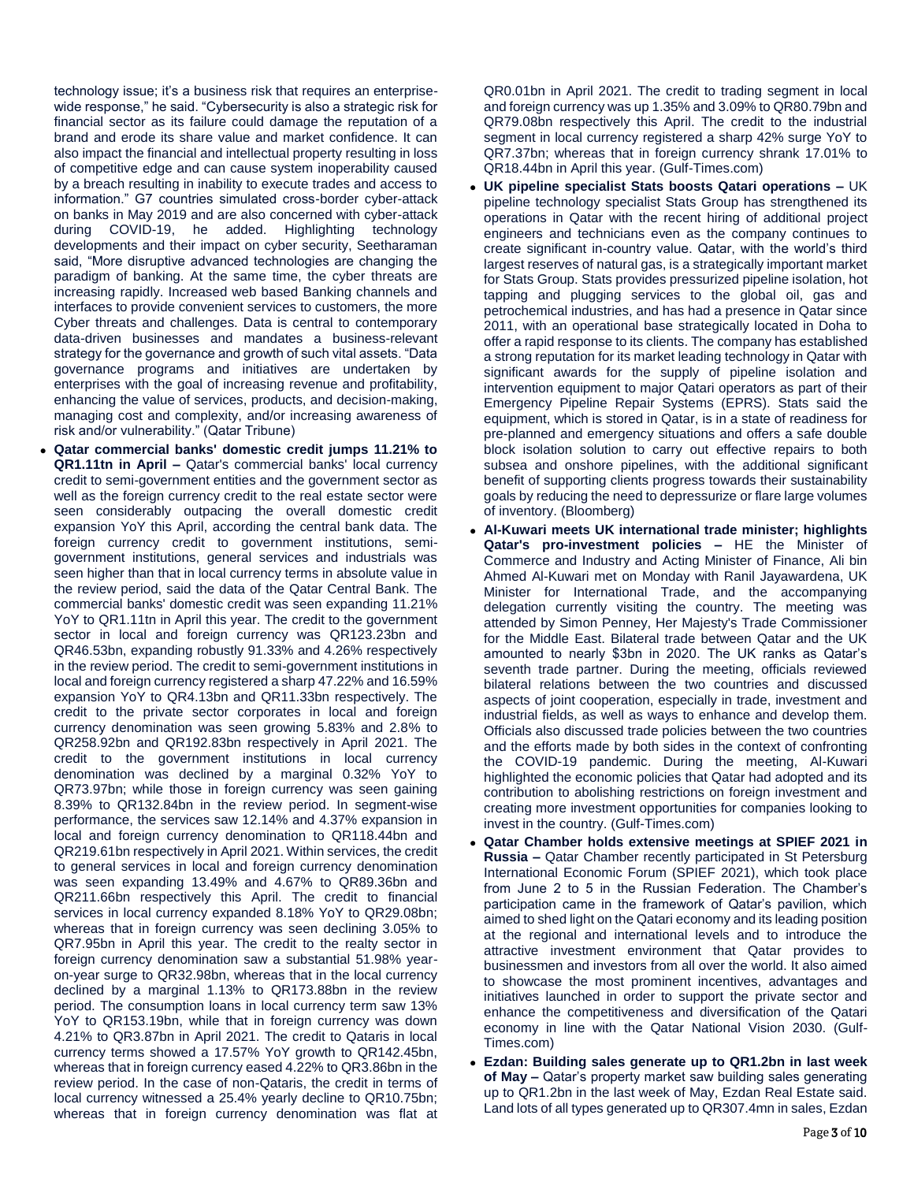technology issue; it's a business risk that requires an enterprise-wide response," he said. "Cybersecurity is also a strategic risk for financial sector as its failure could damage the reputation of a brand and erode its share value and market confidence. It can also impact the financial and intellectual property resulting in loss of competitive edge and can cause system inoperability caused by a breach resulting in inability to execute trades and access to information." G7 countries simulated cross-border cyber-attack on banks in May 2019 and are also concerned with cyber-attack during COVID-19, he added. Highlighting technology developments and their impact on cyber security, Seetharaman said, "More disruptive advanced technologies are changing the paradigm of banking. At the same time, the cyber threats are increasing rapidly. Increased web based Banking channels and interfaces to provide convenient services to customers, the more Cyber threats and challenges. Data is central to contemporary data-driven businesses and mandates a business-relevant strategy for the governance and growth of such vital assets. "Data governance programs and initiatives are undertaken by enterprises with the goal of increasing revenue and profitability, enhancing the value of services, products, and decision-making, managing cost and complexity, and/or increasing awareness of risk and/or vulnerability." (Qatar Tribune)

- **Qatar commercial banks' domestic credit jumps 11.21% to QR1.11tn in April –** Qatar's commercial banks' local currency credit to semi-government entities and the government sector as well as the foreign currency credit to the real estate sector were seen considerably outpacing the overall domestic credit expansion YoY this April, according the central bank data. The foreign currency credit to government institutions, semi-government institutions, general services and industrials was seen higher than that in local currency terms in absolute value in the review period, said the data of the Qatar Central Bank. The commercial banks' domestic credit was seen expanding 11.21% YoY to QR1.11tn in April this year. The credit to the government sector in local and foreign currency was QR123.23bn and QR46.53bn, expanding robustly 91.33% and 4.26% respectively in the review period. The credit to semi-government institutions in local and foreign currency registered a sharp 47.22% and 16.59% expansion YoY to QR4.13bn and QR11.33bn respectively. The credit to the private sector corporates in local and foreign currency denomination was seen growing 5.83% and 2.8% to QR258.92bn and QR192.83bn respectively in April 2021. The credit to the government institutions in local currency denomination was declined by a marginal 0.32% YoY to QR73.97bn; while those in foreign currency was seen gaining 8.39% to QR132.84bn in the review period. In segment-wise performance, the services saw 12.14% and 4.37% expansion in local and foreign currency denomination to QR118.44bn and QR219.61bn respectively in April 2021. Within services, the credit to general services in local and foreign currency denomination was seen expanding 13.49% and 4.67% to QR89.36bn and QR211.66bn respectively this April. The credit to financial services in local currency expanded 8.18% YoY to QR29.08bn; whereas that in foreign currency was seen declining 3.05% to QR7.95bn in April this year. The credit to the realty sector in foreign currency denomination saw a substantial 51.98% year-on-year surge to QR32.98bn, whereas that in the local currency declined by a marginal 1.13% to QR173.88bn in the review period. The consumption loans in local currency term saw 13% YoY to QR153.19bn, while that in foreign currency was down 4.21% to QR3.87bn in April 2021. The credit to Qataris in local currency terms showed a 17.57% YoY growth to QR142.45bn, whereas that in foreign currency eased 4.22% to QR3.86bn in the review period. In the case of non-Qataris, the credit in terms of local currency witnessed a 25.4% yearly decline to QR10.75bn; whereas that in foreign currency denomination was flat at QR0.01bn in April 2021. The credit to trading segment in local and foreign currency was up 1.35% and 3.09% to QR80.79bn and QR79.08bn respectively this April. The credit to the industrial segment in local currency registered a sharp 42% surge YoY to QR7.37bn; whereas that in foreign currency shrank 17.01% to QR18.44bn in April this year. (Gulf-Times.com)
- **UK pipeline specialist Stats boosts Qatari operations –** UK pipeline technology specialist Stats Group has strengthened its operations in Qatar with the recent hiring of additional project engineers and technicians even as the company continues to create significant in-country value. Qatar, with the world's third largest reserves of natural gas, is a strategically important market for Stats Group. Stats provides pressurized pipeline isolation, hot tapping and plugging services to the global oil, gas and petrochemical industries, and has had a presence in Qatar since 2011, with an operational base strategically located in Doha to offer a rapid response to its clients. The company has established a strong reputation for its market leading technology in Qatar with significant awards for the supply of pipeline isolation and intervention equipment to major Qatari operators as part of their Emergency Pipeline Repair Systems (EPRS). Stats said the equipment, which is stored in Qatar, is in a state of readiness for pre-planned and emergency situations and offers a safe double block isolation solution to carry out effective repairs to both subsea and onshore pipelines, with the additional significant benefit of supporting clients progress towards their sustainability goals by reducing the need to depressurize or flare large volumes of inventory. (Bloomberg)
- **Al-Kuwari meets UK international trade minister; highlights Qatar's pro-investment policies –** HE the Minister of Commerce and Industry and Acting Minister of Finance, Ali bin Ahmed Al-Kuwari met on Monday with Ranil Jayawardena, UK Minister for International Trade, and the accompanying delegation currently visiting the country. The meeting was attended by Simon Penney, Her Majesty's Trade Commissioner for the Middle East. Bilateral trade between Qatar and the UK amounted to nearly $3bn in 2020. The UK ranks as Qatar's seventh trade partner. During the meeting, officials reviewed bilateral relations between the two countries and discussed aspects of joint cooperation, especially in trade, investment and industrial fields, as well as ways to enhance and develop them. Officials also discussed trade policies between the two countries and the efforts made by both sides in the context of confronting the COVID-19 pandemic. During the meeting, Al-Kuwari highlighted the economic policies that Qatar had adopted and its contribution to abolishing restrictions on foreign investment and creating more investment opportunities for companies looking to invest in the country. (Gulf-Times.com)
- **Qatar Chamber holds extensive meetings at SPIEF 2021 in Russia –** Qatar Chamber recently participated in St Petersburg International Economic Forum (SPIEF 2021), which took place from June 2 to 5 in the Russian Federation. The Chamber's participation came in the framework of Qatar's pavilion, which aimed to shed light on the Qatari economy and its leading position at the regional and international levels and to introduce the attractive investment environment that Qatar provides to businessmen and investors from all over the world. It also aimed to showcase the most prominent incentives, advantages and initiatives launched in order to support the private sector and enhance the competitiveness and diversification of the Qatari economy in line with the Qatar National Vision 2030. (Gulf-Times.com)
- **Ezdan: Building sales generate up to QR1.2bn in last week of May –** Qatar's property market saw building sales generating up to QR1.2bn in the last week of May, Ezdan Real Estate said. Land lots of all types generated up to QR307.4mn in sales, Ezdan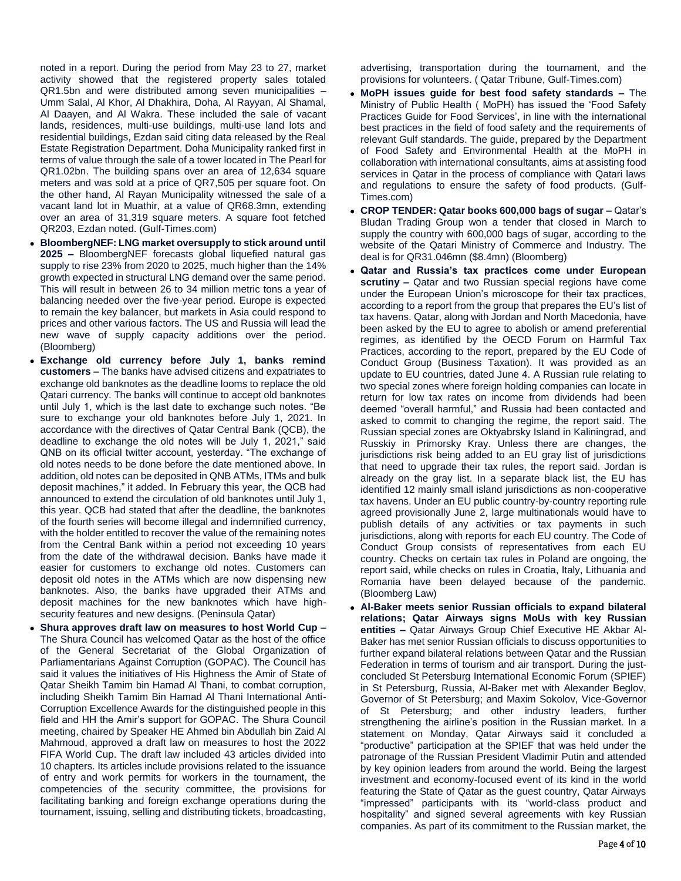noted in a report. During the period from May 23 to 27, market activity showed that the registered property sales totaled QR1.5bn and were distributed among seven municipalities – Umm Salal, Al Khor, Al Dhakhira, Doha, Al Rayyan, Al Shamal, Al Daayen, and Al Wakra. These included the sale of vacant lands, residences, multi-use buildings, multi-use land lots and residential buildings, Ezdan said citing data released by the Real Estate Registration Department. Doha Municipality ranked first in terms of value through the sale of a tower located in The Pearl for QR1.02bn. The building spans over an area of 12,634 square meters and was sold at a price of QR7,505 per square foot. On the other hand, Al Rayan Municipality witnessed the sale of a vacant land lot in Muathir, at a value of QR68.3mn, extending over an area of 31,319 square meters. A square foot fetched QR203, Ezdan noted. (Gulf-Times.com)

- **BloombergNEF: LNG market oversupply to stick around until 2025 –** BloombergNEF forecasts global liquefied natural gas supply to rise 23% from 2020 to 2025, much higher than the 14% growth expected in structural LNG demand over the same period. This will result in between 26 to 34 million metric tons a year of balancing needed over the five-year period. Europe is expected to remain the key balancer, but markets in Asia could respond to prices and other various factors. The US and Russia will lead the new wave of supply capacity additions over the period. (Bloomberg)
- **Exchange old currency before July 1, banks remind customers –** The banks have advised citizens and expatriates to exchange old banknotes as the deadline looms to replace the old Qatari currency. The banks will continue to accept old banknotes until July 1, which is the last date to exchange such notes. "Be sure to exchange your old banknotes before July 1, 2021. In accordance with the directives of Qatar Central Bank (QCB), the deadline to exchange the old notes will be July 1, 2021," said QNB on its official twitter account, yesterday. "The exchange of old notes needs to be done before the date mentioned above. In addition, old notes can be deposited in QNB ATMs, ITMs and bulk deposit machines," it added. In February this year, the QCB had announced to extend the circulation of old banknotes until July 1, this year. QCB had stated that after the deadline, the banknotes of the fourth series will become illegal and indemnified currency, with the holder entitled to recover the value of the remaining notes from the Central Bank within a period not exceeding 10 years from the date of the withdrawal decision. Banks have made it easier for customers to exchange old notes. Customers can deposit old notes in the ATMs which are now dispensing new banknotes. Also, the banks have upgraded their ATMs and deposit machines for the new banknotes which have high-security features and new designs. (Peninsula Qatar)
- **Shura approves draft law on measures to host World Cup –** The Shura Council has welcomed Qatar as the host of the office of the General Secretariat of the Global Organization of Parliamentarians Against Corruption (GOPAC). The Council has said it values the initiatives of His Highness the Amir of State of Qatar Sheikh Tamim bin Hamad Al Thani, to combat corruption, including Sheikh Tamim Bin Hamad Al Thani International Anti-Corruption Excellence Awards for the distinguished people in this field and HH the Amir's support for GOPAC. The Shura Council meeting, chaired by Speaker HE Ahmed bin Abdullah bin Zaid Al Mahmoud, approved a draft law on measures to host the 2022 FIFA World Cup. The draft law included 43 articles divided into 10 chapters. Its articles include provisions related to the issuance of entry and work permits for workers in the tournament, the competencies of the security committee, the provisions for facilitating banking and foreign exchange operations during the tournament, issuing, selling and distributing tickets, broadcasting, advertising, transportation during the tournament, and the provisions for volunteers. ( Qatar Tribune, Gulf-Times.com)
- **MoPH issues guide for best food safety standards –** The Ministry of Public Health ( MoPH) has issued the 'Food Safety Practices Guide for Food Services', in line with the international best practices in the field of food safety and the requirements of relevant Gulf standards. The guide, prepared by the Department of Food Safety and Environmental Health at the MoPH in collaboration with international consultants, aims at assisting food services in Qatar in the process of compliance with Qatari laws and regulations to ensure the safety of food products. (Gulf-Times.com)
- **CROP TENDER: Qatar books 600,000 bags of sugar –** Qatar's Bludan Trading Group won a tender that closed in March to supply the country with 600,000 bags of sugar, according to the website of the Qatari Ministry of Commerce and Industry. The deal is for QR31.046mn ($8.4mn) (Bloomberg)
- **Qatar and Russia's tax practices come under European scrutiny –** Qatar and two Russian special regions have come under the European Union's microscope for their tax practices, according to a report from the group that prepares the EU's list of tax havens. Qatar, along with Jordan and North Macedonia, have been asked by the EU to agree to abolish or amend preferential regimes, as identified by the OECD Forum on Harmful Tax Practices, according to the report, prepared by the EU Code of Conduct Group (Business Taxation). It was provided as an update to EU countries, dated June 4. A Russian rule relating to two special zones where foreign holding companies can locate in return for low tax rates on income from dividends had been deemed "overall harmful," and Russia had been contacted and asked to commit to changing the regime, the report said. The Russian special zones are Oktyabrsky Island in Kaliningrad, and Russkiy in Primorsky Kray. Unless there are changes, the jurisdictions risk being added to an EU gray list of jurisdictions that need to upgrade their tax rules, the report said. Jordan is already on the gray list. In a separate black list, the EU has identified 12 mainly small island jurisdictions as non-cooperative tax havens. Under an EU public country-by-country reporting rule agreed provisionally June 2, large multinationals would have to publish details of any activities or tax payments in such jurisdictions, along with reports for each EU country. The Code of Conduct Group consists of representatives from each EU country. Checks on certain tax rules in Poland are ongoing, the report said, while checks on rules in Croatia, Italy, Lithuania and Romania have been delayed because of the pandemic. (Bloomberg Law)
- **Al-Baker meets senior Russian officials to expand bilateral relations; Qatar Airways signs MoUs with key Russian entities –** Qatar Airways Group Chief Executive HE Akbar Al-Baker has met senior Russian officials to discuss opportunities to further expand bilateral relations between Qatar and the Russian Federation in terms of tourism and air transport. During the just-concluded St Petersburg International Economic Forum (SPIEF) in St Petersburg, Russia, Al-Baker met with Alexander Beglov, Governor of St Petersburg; and Maxim Sokolov, Vice-Governor of St Petersburg; and other industry leaders, further strengthening the airline's position in the Russian market. In a statement on Monday, Qatar Airways said it concluded a "productive" participation at the SPIEF that was held under the patronage of the Russian President Vladimir Putin and attended by key opinion leaders from around the world. Being the largest investment and economy-focused event of its kind in the world featuring the State of Qatar as the guest country, Qatar Airways "impressed" participants with its "world-class product and hospitality" and signed several agreements with key Russian companies. As part of its commitment to the Russian market, the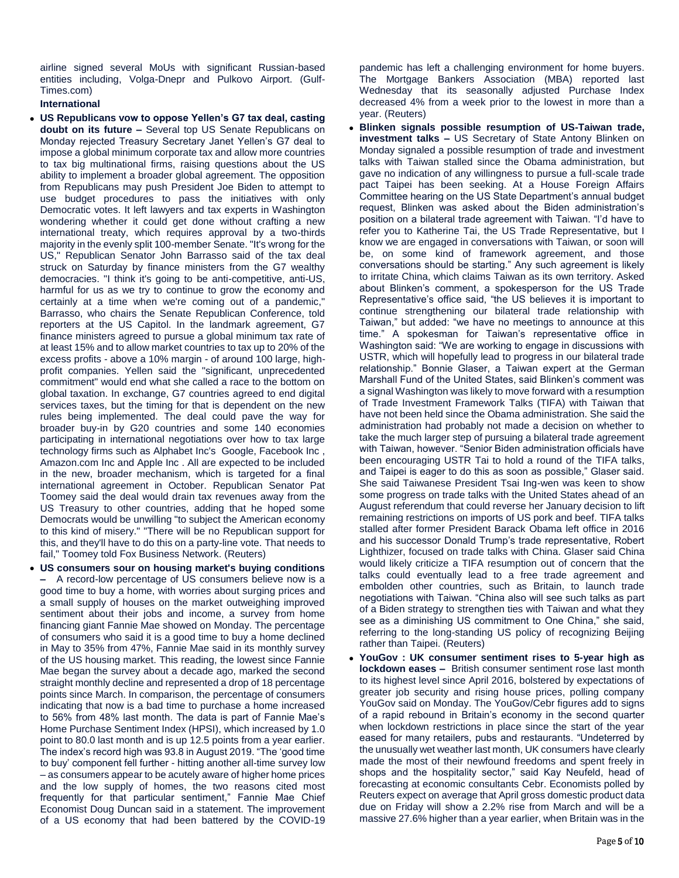airline signed several MoUs with significant Russian-based entities including, Volga-Dnepr and Pulkovo Airport. (Gulf-Times.com)

**International**

- **US Republicans vow to oppose Yellen's G7 tax deal, casting doubt on its future –** Several top US Senate Republicans on Monday rejected Treasury Secretary Janet Yellen's G7 deal to impose a global minimum corporate tax and allow more countries to tax big multinational firms, raising questions about the US ability to implement a broader global agreement. The opposition from Republicans may push President Joe Biden to attempt to use budget procedures to pass the initiatives with only Democratic votes. It left lawyers and tax experts in Washington wondering whether it could get done without crafting a new international treaty, which requires approval by a two-thirds majority in the evenly split 100-member Senate. "It's wrong for the US," Republican Senator John Barrasso said of the tax deal struck on Saturday by finance ministers from the G7 wealthy democracies. "I think it's going to be anti-competitive, anti-US, harmful for us as we try to continue to grow the economy and certainly at a time when we're coming out of a pandemic," Barrasso, who chairs the Senate Republican Conference, told reporters at the US Capitol. In the landmark agreement, G7 finance ministers agreed to pursue a global minimum tax rate of at least 15% and to allow market countries to tax up to 20% of the excess profits - above a 10% margin - of around 100 large, high-profit companies. Yellen said the "significant, unprecedented commitment" would end what she called a race to the bottom on global taxation. In exchange, G7 countries agreed to end digital services taxes, but the timing for that is dependent on the new rules being implemented. The deal could pave the way for broader buy-in by G20 countries and some 140 economies participating in international negotiations over how to tax large technology firms such as Alphabet Inc's Google, Facebook Inc , Amazon.com Inc and Apple Inc . All are expected to be included in the new, broader mechanism, which is targeted for a final international agreement in October. Republican Senator Pat Toomey said the deal would drain tax revenues away from the US Treasury to other countries, adding that he hoped some Democrats would be unwilling "to subject the American economy to this kind of misery." "There will be no Republican support for this, and they'll have to do this on a party-line vote. That needs to fail," Toomey told Fox Business Network. (Reuters)

- **US consumers sour on housing market's buying conditions –** A record-low percentage of US consumers believe now is a good time to buy a home, with worries about surging prices and a small supply of houses on the market outweighing improved sentiment about their jobs and income, a survey from home financing giant Fannie Mae showed on Monday. The percentage of consumers who said it is a good time to buy a home declined in May to 35% from 47%, Fannie Mae said in its monthly survey of the US housing market. This reading, the lowest since Fannie Mae began the survey about a decade ago, marked the second straight monthly decline and represented a drop of 18 percentage points since March. In comparison, the percentage of consumers indicating that now is a bad time to purchase a home increased to 56% from 48% last month. The data is part of Fannie Mae's Home Purchase Sentiment Index (HPSI), which increased by 1.0 point to 80.0 last month and is up 12.5 points from a year earlier. The index's record high was 93.8 in August 2019. "The 'good time to buy' component fell further - hitting another all-time survey low – as consumers appear to be acutely aware of higher home prices and the low supply of homes, the two reasons cited most frequently for that particular sentiment," Fannie Mae Chief Economist Doug Duncan said in a statement. The improvement of a US economy that had been battered by the COVID-19 pandemic has left a challenging environment for home buyers. The Mortgage Bankers Association (MBA) reported last Wednesday that its seasonally adjusted Purchase Index decreased 4% from a week prior to the lowest in more than a year. (Reuters)

- **Blinken signals possible resumption of US-Taiwan trade, investment talks –** US Secretary of State Antony Blinken on Monday signaled a possible resumption of trade and investment talks with Taiwan stalled since the Obama administration, but gave no indication of any willingness to pursue a full-scale trade pact Taipei has been seeking. At a House Foreign Affairs Committee hearing on the US State Department's annual budget request, Blinken was asked about the Biden administration's position on a bilateral trade agreement with Taiwan. "I'd have to refer you to Katherine Tai, the US Trade Representative, but I know we are engaged in conversations with Taiwan, or soon will be, on some kind of framework agreement, and those conversations should be starting." Any such agreement is likely to irritate China, which claims Taiwan as its own territory. Asked about Blinken's comment, a spokesperson for the US Trade Representative's office said, "the US believes it is important to continue strengthening our bilateral trade relationship with Taiwan," but added: "we have no meetings to announce at this time." A spokesman for Taiwan's representative office in Washington said: "We are working to engage in discussions with USTR, which will hopefully lead to progress in our bilateral trade relationship." Bonnie Glaser, a Taiwan expert at the German Marshall Fund of the United States, said Blinken's comment was a signal Washington was likely to move forward with a resumption of Trade Investment Framework Talks (TIFA) with Taiwan that have not been held since the Obama administration. She said the administration had probably not made a decision on whether to take the much larger step of pursuing a bilateral trade agreement with Taiwan, however. "Senior Biden administration officials have been encouraging USTR Tai to hold a round of the TIFA talks, and Taipei is eager to do this as soon as possible," Glaser said. She said Taiwanese President Tsai Ing-wen was keen to show some progress on trade talks with the United States ahead of an August referendum that could reverse her January decision to lift remaining restrictions on imports of US pork and beef. TIFA talks stalled after former President Barack Obama left office in 2016 and his successor Donald Trump's trade representative, Robert Lighthizer, focused on trade talks with China. Glaser said China would likely criticize a TIFA resumption out of concern that the talks could eventually lead to a free trade agreement and embolden other countries, such as Britain, to launch trade negotiations with Taiwan. "China also will see such talks as part of a Biden strategy to strengthen ties with Taiwan and what they see as a diminishing US commitment to One China," she said, referring to the long-standing US policy of recognizing Beijing rather than Taipei. (Reuters)

- **YouGov : UK consumer sentiment rises to 5-year high as lockdown eases –** British consumer sentiment rose last month to its highest level since April 2016, bolstered by expectations of greater job security and rising house prices, polling company YouGov said on Monday. The YouGov/Cebr figures add to signs of a rapid rebound in Britain's economy in the second quarter when lockdown restrictions in place since the start of the year eased for many retailers, pubs and restaurants. "Undeterred by the unusually wet weather last month, UK consumers have clearly made the most of their newfound freedoms and spent freely in shops and the hospitality sector," said Kay Neufeld, head of forecasting at economic consultants Cebr. Economists polled by Reuters expect on average that April gross domestic product data due on Friday will show a 2.2% rise from March and will be a massive 27.6% higher than a year earlier, when Britain was in the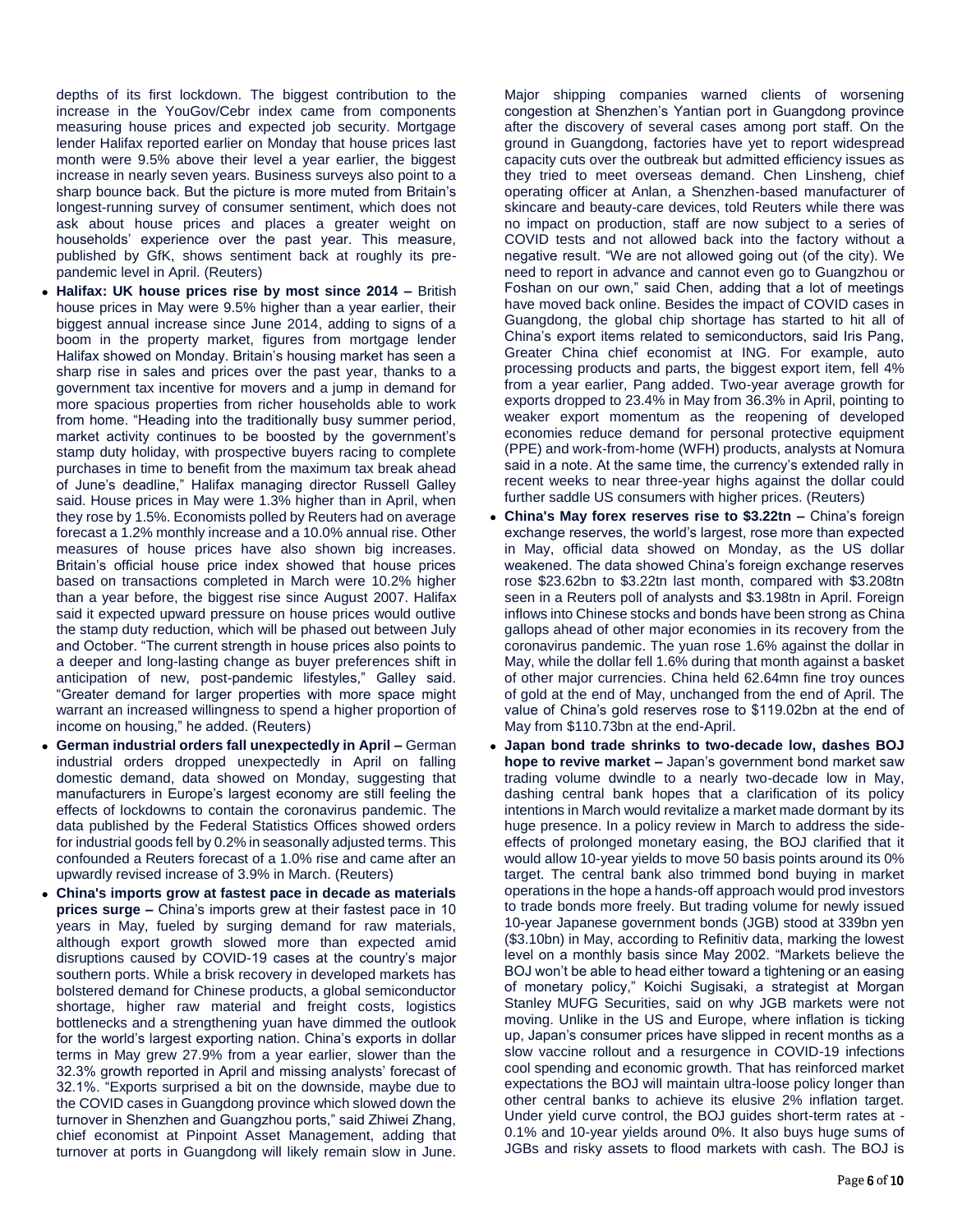depths of its first lockdown. The biggest contribution to the increase in the YouGov/Cebr index came from components measuring house prices and expected job security. Mortgage lender Halifax reported earlier on Monday that house prices last month were 9.5% above their level a year earlier, the biggest increase in nearly seven years. Business surveys also point to a sharp bounce back. But the picture is more muted from Britain's longest-running survey of consumer sentiment, which does not ask about house prices and places a greater weight on households' experience over the past year. This measure, published by GfK, shows sentiment back at roughly its pre-pandemic level in April. (Reuters)

- **Halifax: UK house prices rise by most since 2014 –** British house prices in May were 9.5% higher than a year earlier, their biggest annual increase since June 2014, adding to signs of a boom in the property market, figures from mortgage lender Halifax showed on Monday. Britain's housing market has seen a sharp rise in sales and prices over the past year, thanks to a government tax incentive for movers and a jump in demand for more spacious properties from richer households able to work from home. "Heading into the traditionally busy summer period, market activity continues to be boosted by the government's stamp duty holiday, with prospective buyers racing to complete purchases in time to benefit from the maximum tax break ahead of June's deadline," Halifax managing director Russell Galley said. House prices in May were 1.3% higher than in April, when they rose by 1.5%. Economists polled by Reuters had on average forecast a 1.2% monthly increase and a 10.0% annual rise. Other measures of house prices have also shown big increases. Britain's official house price index showed that house prices based on transactions completed in March were 10.2% higher than a year before, the biggest rise since August 2007. Halifax said it expected upward pressure on house prices would outlive the stamp duty reduction, which will be phased out between July and October. "The current strength in house prices also points to a deeper and long-lasting change as buyer preferences shift in anticipation of new, post-pandemic lifestyles," Galley said. "Greater demand for larger properties with more space might warrant an increased willingness to spend a higher proportion of income on housing," he added. (Reuters)
- **German industrial orders fall unexpectedly in April –** German industrial orders dropped unexpectedly in April on falling domestic demand, data showed on Monday, suggesting that manufacturers in Europe's largest economy are still feeling the effects of lockdowns to contain the coronavirus pandemic. The data published by the Federal Statistics Offices showed orders for industrial goods fell by 0.2% in seasonally adjusted terms. This confounded a Reuters forecast of a 1.0% rise and came after an upwardly revised increase of 3.9% in March. (Reuters)
- **China's imports grow at fastest pace in decade as materials prices surge –** China's imports grew at their fastest pace in 10 years in May, fueled by surging demand for raw materials, although export growth slowed more than expected amid disruptions caused by COVID-19 cases at the country's major southern ports. While a brisk recovery in developed markets has bolstered demand for Chinese products, a global semiconductor shortage, higher raw material and freight costs, logistics bottlenecks and a strengthening yuan have dimmed the outlook for the world's largest exporting nation. China's exports in dollar terms in May grew 27.9% from a year earlier, slower than the 32.3% growth reported in April and missing analysts' forecast of 32.1%. "Exports surprised a bit on the downside, maybe due to the COVID cases in Guangdong province which slowed down the turnover in Shenzhen and Guangzhou ports," said Zhiwei Zhang, chief economist at Pinpoint Asset Management, adding that turnover at ports in Guangdong will likely remain slow in June. Major shipping companies warned clients of worsening congestion at Shenzhen's Yantian port in Guangdong province after the discovery of several cases among port staff. On the ground in Guangdong, factories have yet to report widespread capacity cuts over the outbreak but admitted efficiency issues as they tried to meet overseas demand. Chen Linsheng, chief operating officer at Anlan, a Shenzhen-based manufacturer of skincare and beauty-care devices, told Reuters while there was no impact on production, staff are now subject to a series of COVID tests and not allowed back into the factory without a negative result. "We are not allowed going out (of the city). We need to report in advance and cannot even go to Guangzhou or Foshan on our own," said Chen, adding that a lot of meetings have moved back online. Besides the impact of COVID cases in Guangdong, the global chip shortage has started to hit all of China's export items related to semiconductors, said Iris Pang, Greater China chief economist at ING. For example, auto processing products and parts, the biggest export item, fell 4% from a year earlier, Pang added. Two-year average growth for exports dropped to 23.4% in May from 36.3% in April, pointing to weaker export momentum as the reopening of developed economies reduce demand for personal protective equipment (PPE) and work-from-home (WFH) products, analysts at Nomura said in a note. At the same time, the currency's extended rally in recent weeks to near three-year highs against the dollar could further saddle US consumers with higher prices. (Reuters)
- **China's May forex reserves rise to $3.22tn –** China's foreign exchange reserves, the world's largest, rose more than expected in May, official data showed on Monday, as the US dollar weakened. The data showed China's foreign exchange reserves rose $23.62bn to $3.22tn last month, compared with $3.208tn seen in a Reuters poll of analysts and $3.198tn in April. Foreign inflows into Chinese stocks and bonds have been strong as China gallops ahead of other major economies in its recovery from the coronavirus pandemic. The yuan rose 1.6% against the dollar in May, while the dollar fell 1.6% during that month against a basket of other major currencies. China held 62.64mn fine troy ounces of gold at the end of May, unchanged from the end of April. The value of China's gold reserves rose to $119.02bn at the end of May from $110.73bn at the end-April.
- **Japan bond trade shrinks to two-decade low, dashes BOJ hope to revive market –** Japan's government bond market saw trading volume dwindle to a nearly two-decade low in May, dashing central bank hopes that a clarification of its policy intentions in March would revitalize a market made dormant by its huge presence. In a policy review in March to address the side-effects of prolonged monetary easing, the BOJ clarified that it would allow 10-year yields to move 50 basis points around its 0% target. The central bank also trimmed bond buying in market operations in the hope a hands-off approach would prod investors to trade bonds more freely. But trading volume for newly issued 10-year Japanese government bonds (JGB) stood at 339bn yen ($3.10bn) in May, according to Refinitiv data, marking the lowest level on a monthly basis since May 2002. "Markets believe the BOJ won't be able to head either toward a tightening or an easing of monetary policy," Koichi Sugisaki, a strategist at Morgan Stanley MUFG Securities, said on why JGB markets were not moving. Unlike in the US and Europe, where inflation is ticking up, Japan's consumer prices have slipped in recent months as a slow vaccine rollout and a resurgence in COVID-19 infections cool spending and economic growth. That has reinforced market expectations the BOJ will maintain ultra-loose policy longer than other central banks to achieve its elusive 2% inflation target. Under yield curve control, the BOJ guides short-term rates at -0.1% and 10-year yields around 0%. It also buys huge sums of JGBs and risky assets to flood markets with cash. The BOJ is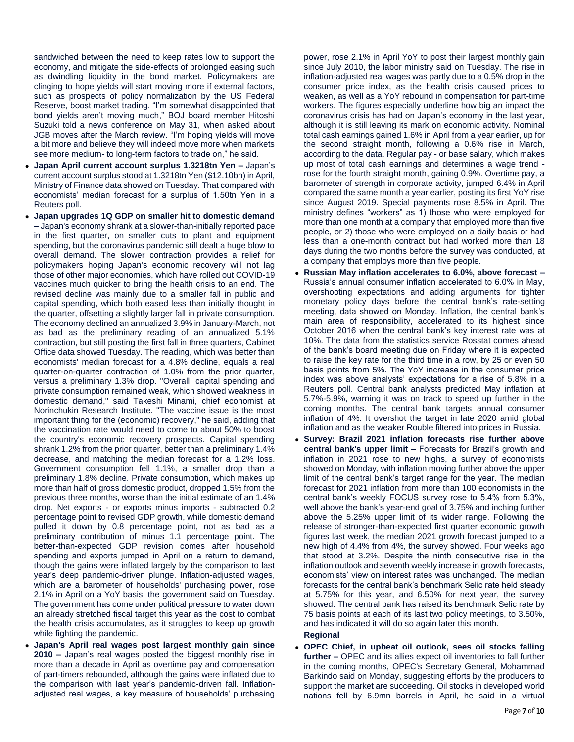sandwiched between the need to keep rates low to support the economy, and mitigate the side-effects of prolonged easing such as dwindling liquidity in the bond market. Policymakers are clinging to hope yields will start moving more if external factors, such as prospects of policy normalization by the US Federal Reserve, boost market trading. "I'm somewhat disappointed that bond yields aren't moving much," BOJ board member Hitoshi Suzuki told a news conference on May 31, when asked about JGB moves after the March review. "I'm hoping yields will move a bit more and believe they will indeed move more when markets see more medium- to long-term factors to trade on," he said.

- **Japan April current account surplus 1.3218tn Yen –** Japan's current account surplus stood at 1.3218tn Yen ($12.10bn) in April, Ministry of Finance data showed on Tuesday. That compared with economists' median forecast for a surplus of 1.50tn Yen in a Reuters poll.
- **Japan upgrades 1Q GDP on smaller hit to domestic demand –** Japan's economy shrank at a slower-than-initially reported pace in the first quarter, on smaller cuts to plant and equipment spending, but the coronavirus pandemic still dealt a huge blow to overall demand. The slower contraction provides a relief for policymakers hoping Japan's economic recovery will not lag those of other major economies, which have rolled out COVID-19 vaccines much quicker to bring the health crisis to an end. The revised decline was mainly due to a smaller fall in public and capital spending, which both eased less than initially thought in the quarter, offsetting a slightly larger fall in private consumption. The economy declined an annualized 3.9% in January-March, not as bad as the preliminary reading of an annualized 5.1% contraction, but still posting the first fall in three quarters, Cabinet Office data showed Tuesday. The reading, which was better than economists' median forecast for a 4.8% decline, equals a real quarter-on-quarter contraction of 1.0% from the prior quarter, versus a preliminary 1.3% drop. "Overall, capital spending and private consumption remained weak, which showed weakness in domestic demand," said Takeshi Minami, chief economist at Norinchukin Research Institute. "The vaccine issue is the most important thing for the (economic) recovery," he said, adding that the vaccination rate would need to come to about 50% to boost the country's economic recovery prospects. Capital spending shrank 1.2% from the prior quarter, better than a preliminary 1.4% decrease, and matching the median forecast for a 1.2% loss. Government consumption fell 1.1%, a smaller drop than a preliminary 1.8% decline. Private consumption, which makes up more than half of gross domestic product, dropped 1.5% from the previous three months, worse than the initial estimate of an 1.4% drop. Net exports - or exports minus imports - subtracted 0.2 percentage point to revised GDP growth, while domestic demand pulled it down by 0.8 percentage point, not as bad as a preliminary contribution of minus 1.1 percentage point. The better-than-expected GDP revision comes after household spending and exports jumped in April on a return to demand, though the gains were inflated largely by the comparison to last year's deep pandemic-driven plunge. Inflation-adjusted wages, which are a barometer of households' purchasing power, rose 2.1% in April on a YoY basis, the government said on Tuesday. The government has come under political pressure to water down an already stretched fiscal target this year as the cost to combat the health crisis accumulates, as it struggles to keep up growth while fighting the pandemic.
- **Japan's April real wages post largest monthly gain since 2010 –** Japan's real wages posted the biggest monthly rise in more than a decade in April as overtime pay and compensation of part-timers rebounded, although the gains were inflated due to the comparison with last year's pandemic-driven fall. Inflation-adjusted real wages, a key measure of households' purchasing power, rose 2.1% in April YoY to post their largest monthly gain since July 2010, the labor ministry said on Tuesday. The rise in inflation-adjusted real wages was partly due to a 0.5% drop in the consumer price index, as the health crisis caused prices to weaken, as well as a YoY rebound in compensation for part-time workers. The figures especially underline how big an impact the coronavirus crisis has had on Japan's economy in the last year, although it is still leaving its mark on economic activity. Nominal total cash earnings gained 1.6% in April from a year earlier, up for the second straight month, following a 0.6% rise in March, according to the data. Regular pay - or base salary, which makes up most of total cash earnings and determines a wage trend - rose for the fourth straight month, gaining 0.9%. Overtime pay, a barometer of strength in corporate activity, jumped 6.4% in April compared the same month a year earlier, posting its first YoY rise since August 2019. Special payments rose 8.5% in April. The ministry defines "workers" as 1) those who were employed for more than one month at a company that employed more than five people, or 2) those who were employed on a daily basis or had less than a one-month contract but had worked more than 18 days during the two months before the survey was conducted, at a company that employs more than five people.
- **Russian May inflation accelerates to 6.0%, above forecast –** Russia's annual consumer inflation accelerated to 6.0% in May, overshooting expectations and adding arguments for tighter monetary policy days before the central bank's rate-setting meeting, data showed on Monday. Inflation, the central bank's main area of responsibility, accelerated to its highest since October 2016 when the central bank's key interest rate was at 10%. The data from the statistics service Rosstat comes ahead of the bank's board meeting due on Friday where it is expected to raise the key rate for the third time in a row, by 25 or even 50 basis points from 5%. The YoY increase in the consumer price index was above analysts' expectations for a rise of 5.8% in a Reuters poll. Central bank analysts predicted May inflation at 5.7%-5.9%, warning it was on track to speed up further in the coming months. The central bank targets annual consumer inflation of 4%. It overshot the target in late 2020 amid global inflation and as the weaker Rouble filtered into prices in Russia.
- **Survey: Brazil 2021 inflation forecasts rise further above central bank's upper limit –** Forecasts for Brazil's growth and inflation in 2021 rose to new highs, a survey of economists showed on Monday, with inflation moving further above the upper limit of the central bank's target range for the year. The median forecast for 2021 inflation from more than 100 economists in the central bank's weekly FOCUS survey rose to 5.4% from 5.3%, well above the bank's year-end goal of 3.75% and inching further above the 5.25% upper limit of its wider range. Following the release of stronger-than-expected first quarter economic growth figures last week, the median 2021 growth forecast jumped to a new high of 4.4% from 4%, the survey showed. Four weeks ago that stood at 3.2%. Despite the ninth consecutive rise in the inflation outlook and seventh weekly increase in growth forecasts, economists' view on interest rates was unchanged. The median forecasts for the central bank's benchmark Selic rate held steady at 5.75% for this year, and 6.50% for next year, the survey showed. The central bank has raised its benchmark Selic rate by 75 basis points at each of its last two policy meetings, to 3.50%, and has indicated it will do so again later this month.

**Regional**

- **OPEC Chief, in upbeat oil outlook, sees oil stocks falling further –** OPEC and its allies expect oil inventories to fall further in the coming months, OPEC's Secretary General, Mohammad Barkindo said on Monday, suggesting efforts by the producers to support the market are succeeding. Oil stocks in developed world nations fell by 6.9mn barrels in April, he said in a virtual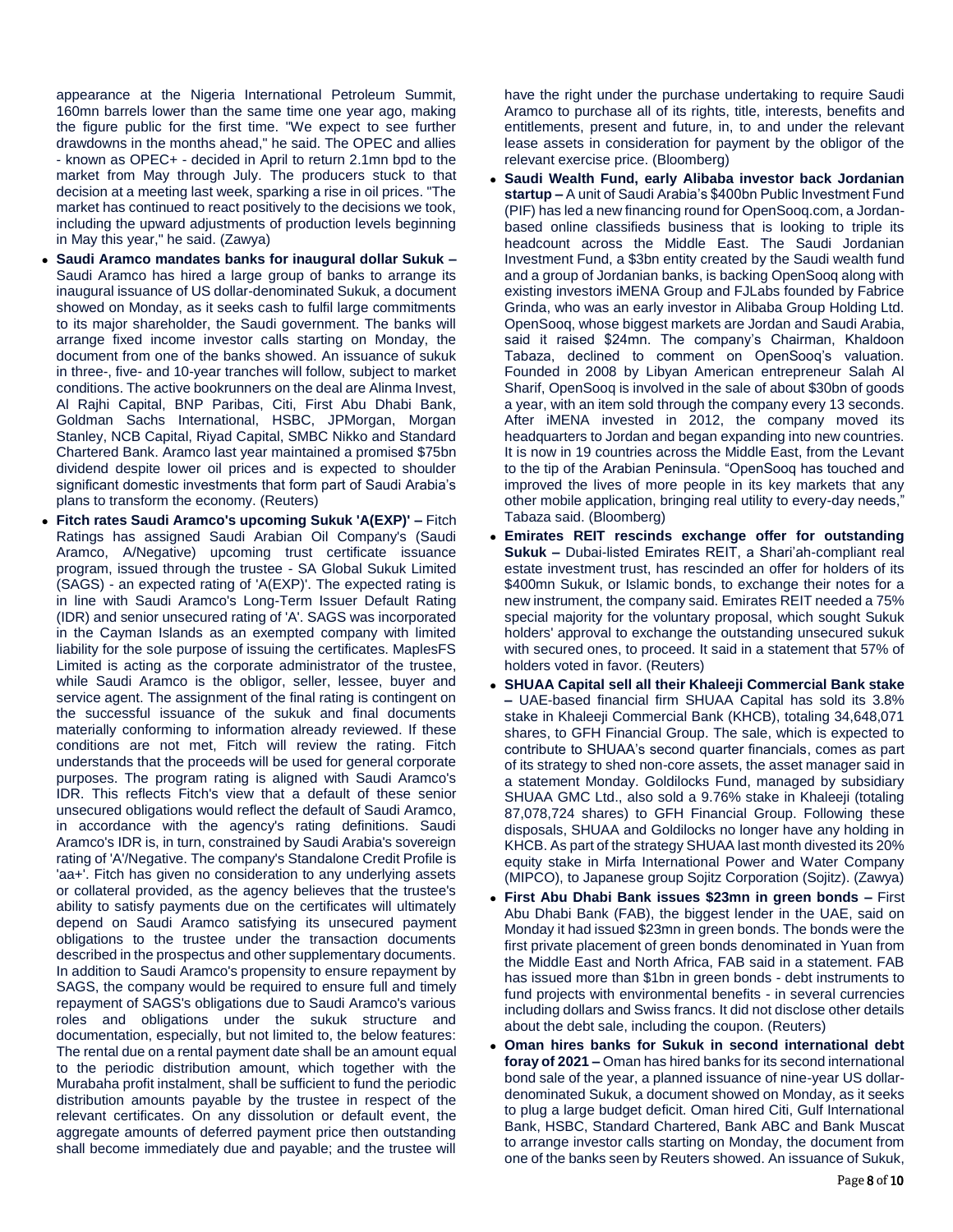appearance at the Nigeria International Petroleum Summit, 160mn barrels lower than the same time one year ago, making the figure public for the first time. "We expect to see further drawdowns in the months ahead," he said. The OPEC and allies - known as OPEC+ - decided in April to return 2.1mn bpd to the market from May through July. The producers stuck to that decision at a meeting last week, sparking a rise in oil prices. "The market has continued to react positively to the decisions we took, including the upward adjustments of production levels beginning in May this year," he said. (Zawya)

- **Saudi Aramco mandates banks for inaugural dollar Sukuk –** Saudi Aramco has hired a large group of banks to arrange its inaugural issuance of US dollar-denominated Sukuk, a document showed on Monday, as it seeks cash to fulfil large commitments to its major shareholder, the Saudi government. The banks will arrange fixed income investor calls starting on Monday, the document from one of the banks showed. An issuance of sukuk in three-, five- and 10-year tranches will follow, subject to market conditions. The active bookrunners on the deal are Alinma Invest, Al Rajhi Capital, BNP Paribas, Citi, First Abu Dhabi Bank, Goldman Sachs International, HSBC, JPMorgan, Morgan Stanley, NCB Capital, Riyad Capital, SMBC Nikko and Standard Chartered Bank. Aramco last year maintained a promised $75bn dividend despite lower oil prices and is expected to shoulder significant domestic investments that form part of Saudi Arabia's plans to transform the economy. (Reuters)
- **Fitch rates Saudi Aramco's upcoming Sukuk 'A(EXP)' –** Fitch Ratings has assigned Saudi Arabian Oil Company's (Saudi Aramco, A/Negative) upcoming trust certificate issuance program, issued through the trustee - SA Global Sukuk Limited (SAGS) - an expected rating of 'A(EXP)'. The expected rating is in line with Saudi Aramco's Long-Term Issuer Default Rating (IDR) and senior unsecured rating of 'A'. SAGS was incorporated in the Cayman Islands as an exempted company with limited liability for the sole purpose of issuing the certificates. MaplesFS Limited is acting as the corporate administrator of the trustee, while Saudi Aramco is the obligor, seller, lessee, buyer and service agent. The assignment of the final rating is contingent on the successful issuance of the sukuk and final documents materially conforming to information already reviewed. If these conditions are not met, Fitch will review the rating. Fitch understands that the proceeds will be used for general corporate purposes. The program rating is aligned with Saudi Aramco's IDR. This reflects Fitch's view that a default of these senior unsecured obligations would reflect the default of Saudi Aramco, in accordance with the agency's rating definitions. Saudi Aramco's IDR is, in turn, constrained by Saudi Arabia's sovereign rating of 'A'/Negative. The company's Standalone Credit Profile is 'aa+'. Fitch has given no consideration to any underlying assets or collateral provided, as the agency believes that the trustee's ability to satisfy payments due on the certificates will ultimately depend on Saudi Aramco satisfying its unsecured payment obligations to the trustee under the transaction documents described in the prospectus and other supplementary documents. In addition to Saudi Aramco's propensity to ensure repayment by SAGS, the company would be required to ensure full and timely repayment of SAGS's obligations due to Saudi Aramco's various roles and obligations under the sukuk structure and documentation, especially, but not limited to, the below features: The rental due on a rental payment date shall be an amount equal to the periodic distribution amount, which together with the Murabaha profit instalment, shall be sufficient to fund the periodic distribution amounts payable by the trustee in respect of the relevant certificates. On any dissolution or default event, the aggregate amounts of deferred payment price then outstanding shall become immediately due and payable; and the trustee will have the right under the purchase undertaking to require Saudi Aramco to purchase all of its rights, title, interests, benefits and entitlements, present and future, in, to and under the relevant lease assets in consideration for payment by the obligor of the relevant exercise price. (Bloomberg)
- **Saudi Wealth Fund, early Alibaba investor back Jordanian startup –** A unit of Saudi Arabia's $400bn Public Investment Fund (PIF) has led a new financing round for OpenSooq.com, a Jordan-based online classifieds business that is looking to triple its headcount across the Middle East. The Saudi Jordanian Investment Fund, a $3bn entity created by the Saudi wealth fund and a group of Jordanian banks, is backing OpenSooq along with existing investors iMENA Group and FJLabs founded by Fabrice Grinda, who was an early investor in Alibaba Group Holding Ltd. OpenSooq, whose biggest markets are Jordan and Saudi Arabia, said it raised $24mn. The company's Chairman, Khaldoon Tabaza, declined to comment on OpenSooq's valuation. Founded in 2008 by Libyan American entrepreneur Salah Al Sharif, OpenSooq is involved in the sale of about $30bn of goods a year, with an item sold through the company every 13 seconds. After iMENA invested in 2012, the company moved its headquarters to Jordan and began expanding into new countries. It is now in 19 countries across the Middle East, from the Levant to the tip of the Arabian Peninsula. "OpenSooq has touched and improved the lives of more people in its key markets that any other mobile application, bringing real utility to every-day needs," Tabaza said. (Bloomberg)
- **Emirates REIT rescinds exchange offer for outstanding Sukuk –** Dubai-listed Emirates REIT, a Shari'ah-compliant real estate investment trust, has rescinded an offer for holders of its $400mn Sukuk, or Islamic bonds, to exchange their notes for a new instrument, the company said. Emirates REIT needed a 75% special majority for the voluntary proposal, which sought Sukuk holders' approval to exchange the outstanding unsecured sukuk with secured ones, to proceed. It said in a statement that 57% of holders voted in favor. (Reuters)
- **SHUAA Capital sell all their Khaleeji Commercial Bank stake –** UAE-based financial firm SHUAA Capital has sold its 3.8% stake in Khaleeji Commercial Bank (KHCB), totaling 34,648,071 shares, to GFH Financial Group. The sale, which is expected to contribute to SHUAA's second quarter financials, comes as part of its strategy to shed non-core assets, the asset manager said in a statement Monday. Goldilocks Fund, managed by subsidiary SHUAA GMC Ltd., also sold a 9.76% stake in Khaleeji (totaling 87,078,724 shares) to GFH Financial Group. Following these disposals, SHUAA and Goldilocks no longer have any holding in KHCB. As part of the strategy SHUAA last month divested its 20% equity stake in Mirfa International Power and Water Company (MIPCO), to Japanese group Sojitz Corporation (Sojitz). (Zawya)
- **First Abu Dhabi Bank issues $23mn in green bonds –** First Abu Dhabi Bank (FAB), the biggest lender in the UAE, said on Monday it had issued $23mn in green bonds. The bonds were the first private placement of green bonds denominated in Yuan from the Middle East and North Africa, FAB said in a statement. FAB has issued more than $1bn in green bonds - debt instruments to fund projects with environmental benefits - in several currencies including dollars and Swiss francs. It did not disclose other details about the debt sale, including the coupon. (Reuters)
- **Oman hires banks for Sukuk in second international debt foray of 2021 –** Oman has hired banks for its second international bond sale of the year, a planned issuance of nine-year US dollar-denominated Sukuk, a document showed on Monday, as it seeks to plug a large budget deficit. Oman hired Citi, Gulf International Bank, HSBC, Standard Chartered, Bank ABC and Bank Muscat to arrange investor calls starting on Monday, the document from one of the banks seen by Reuters showed. An issuance of Sukuk,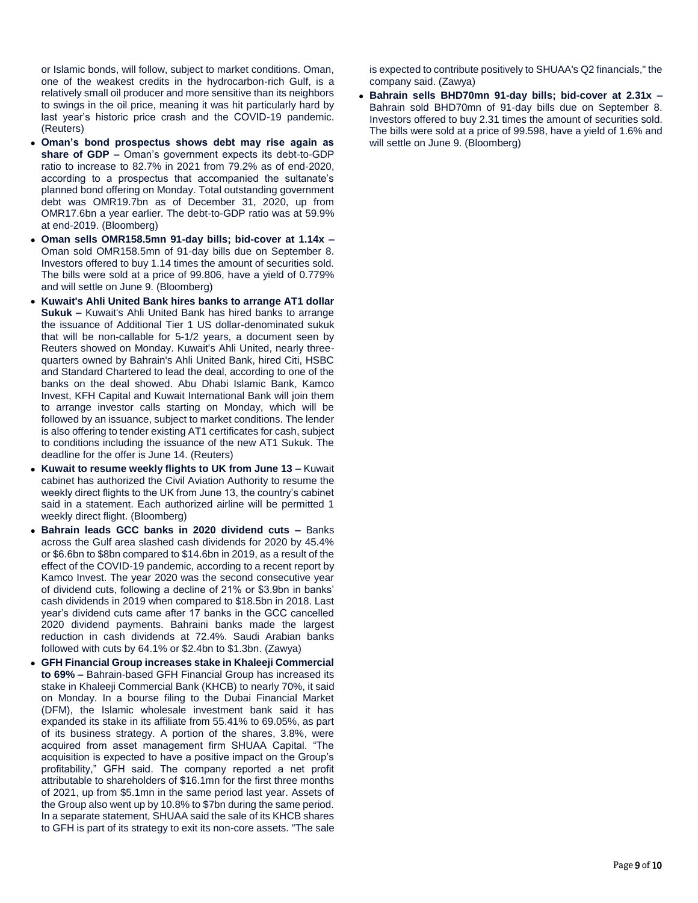or Islamic bonds, will follow, subject to market conditions. Oman, one of the weakest credits in the hydrocarbon-rich Gulf, is a relatively small oil producer and more sensitive than its neighbors to swings in the oil price, meaning it was hit particularly hard by last year's historic price crash and the COVID-19 pandemic. (Reuters)

- **Oman's bond prospectus shows debt may rise again as share of GDP –** Oman's government expects its debt-to-GDP ratio to increase to 82.7% in 2021 from 79.2% as of end-2020, according to a prospectus that accompanied the sultanate's planned bond offering on Monday. Total outstanding government debt was OMR19.7bn as of December 31, 2020, up from OMR17.6bn a year earlier. The debt-to-GDP ratio was at 59.9% at end-2019. (Bloomberg)
- **Oman sells OMR158.5mn 91-day bills; bid-cover at 1.14x –** Oman sold OMR158.5mn of 91-day bills due on September 8. Investors offered to buy 1.14 times the amount of securities sold. The bills were sold at a price of 99.806, have a yield of 0.779% and will settle on June 9. (Bloomberg)
- **Kuwait's Ahli United Bank hires banks to arrange AT1 dollar Sukuk –** Kuwait's Ahli United Bank has hired banks to arrange the issuance of Additional Tier 1 US dollar-denominated sukuk that will be non-callable for 5-1/2 years, a document seen by Reuters showed on Monday. Kuwait's Ahli United, nearly three-quarters owned by Bahrain's Ahli United Bank, hired Citi, HSBC and Standard Chartered to lead the deal, according to one of the banks on the deal showed. Abu Dhabi Islamic Bank, Kamco Invest, KFH Capital and Kuwait International Bank will join them to arrange investor calls starting on Monday, which will be followed by an issuance, subject to market conditions. The lender is also offering to tender existing AT1 certificates for cash, subject to conditions including the issuance of the new AT1 Sukuk. The deadline for the offer is June 14. (Reuters)
- **Kuwait to resume weekly flights to UK from June 13 –** Kuwait cabinet has authorized the Civil Aviation Authority to resume the weekly direct flights to the UK from June 13, the country's cabinet said in a statement. Each authorized airline will be permitted 1 weekly direct flight. (Bloomberg)
- **Bahrain leads GCC banks in 2020 dividend cuts –** Banks across the Gulf area slashed cash dividends for 2020 by 45.4% or $6.6bn to $8bn compared to $14.6bn in 2019, as a result of the effect of the COVID-19 pandemic, according to a recent report by Kamco Invest. The year 2020 was the second consecutive year of dividend cuts, following a decline of 21% or $3.9bn in banks' cash dividends in 2019 when compared to $18.5bn in 2018. Last year's dividend cuts came after 17 banks in the GCC cancelled 2020 dividend payments. Bahraini banks made the largest reduction in cash dividends at 72.4%. Saudi Arabian banks followed with cuts by 64.1% or $2.4bn to $1.3bn. (Zawya)
- **GFH Financial Group increases stake in Khaleeji Commercial to 69% –** Bahrain-based GFH Financial Group has increased its stake in Khaleeji Commercial Bank (KHCB) to nearly 70%, it said on Monday. In a bourse filing to the Dubai Financial Market (DFM), the Islamic wholesale investment bank said it has expanded its stake in its affiliate from 55.41% to 69.05%, as part of its business strategy. A portion of the shares, 3.8%, were acquired from asset management firm SHUAA Capital. "The acquisition is expected to have a positive impact on the Group's profitability," GFH said. The company reported a net profit attributable to shareholders of $16.1mn for the first three months of 2021, up from $5.1mn in the same period last year. Assets of the Group also went up by 10.8% to $7bn during the same period. In a separate statement, SHUAA said the sale of its KHCB shares to GFH is part of its strategy to exit its non-core assets. "The sale is expected to contribute positively to SHUAA's Q2 financials," the company said. (Zawya)
- **Bahrain sells BHD70mn 91-day bills; bid-cover at 2.31x –** Bahrain sold BHD70mn of 91-day bills due on September 8. Investors offered to buy 2.31 times the amount of securities sold. The bills were sold at a price of 99.598, have a yield of 1.6% and will settle on June 9. (Bloomberg)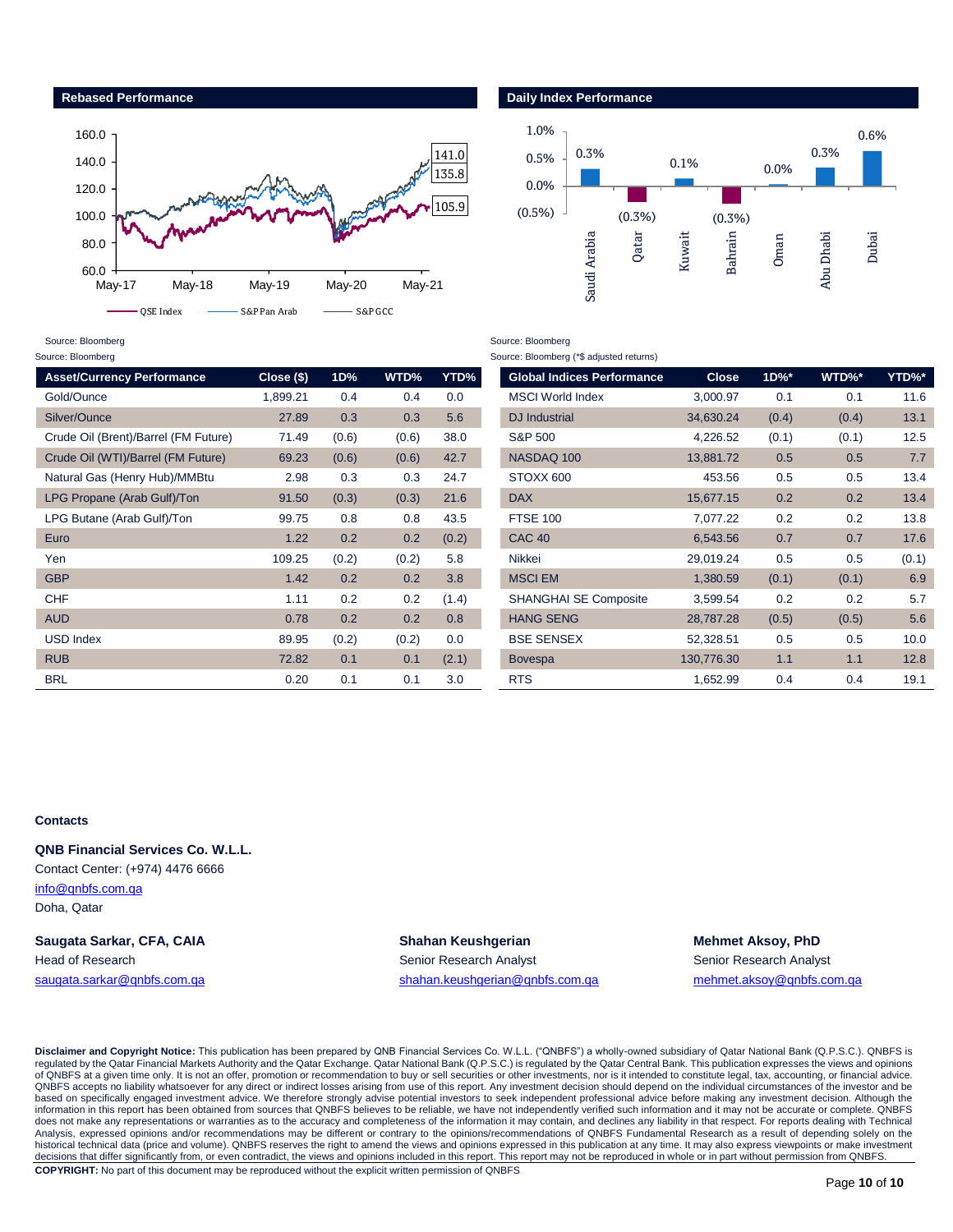**Rebased Performance**

160.0
140.0
120.0
100.0
80.0
60.0
May-17
May-18
May-19
May-20
May-21
141.0
135.8
105.9
QSE Index
S&P Pan Arab
S&P GCC

Source: Bloomberg

**Daily Index Performance**

1.0%
0.5%
0.0%
(0.5%)
0.3%
(0.3%)
0.1%
(0.3%)
0.0%
0.3%
0.6%
Saudi Arabia
Qatar
Kuwait
Bahrain
Oman
Abu Dhabi
Dubai

Source: Bloomberg

Source: Bloomberg

| Asset/Currency Performance | Close ($) | 1D% | WTD% | YTD% |
|---|---|---|---|---|
| Gold/Ounce | 1,899.21 | 0.4 | 0.4 | 0.0 |
| Silver/Ounce | 27.89 | 0.3 | 0.3 | 5.6 |
| Crude Oil (Brent)/Barrel (FM Future) | 71.49 | (0.6) | (0.6) | 38.0 |
| Crude Oil (WTI)/Barrel (FM Future) | 69.23 | (0.6) | (0.6) | 42.7 |
| Natural Gas (Henry Hub)/MMBtu | 2.98 | 0.3 | 0.3 | 24.7 |
| LPG Propane (Arab Gulf)/Ton | 91.50 | (0.3) | (0.3) | 21.6 |
| LPG Butane (Arab Gulf)/Ton | 99.75 | 0.8 | 0.8 | 43.5 |
| Euro | 1.22 | 0.2 | 0.2 | (0.2) |
| Yen | 109.25 | (0.2) | (0.2) | 5.8 |
| GBP | 1.42 | 0.2 | 0.2 | 3.8 |
| CHF | 1.11 | 0.2 | 0.2 | (1.4) |
| AUD | 0.78 | 0.2 | 0.2 | 0.8 |
| USD Index | 89.95 | (0.2) | (0.2) | 0.0 |
| RUB | 72.82 | 0.1 | 0.1 | (2.1) |
| BRL | 0.20 | 0.1 | 0.1 | 3.0 |

Source: Bloomberg (*$ adjusted returns)

| Global Indices Performance | Close | 1D%* | WTD%* | YTD%* |
|---|---|---|---|---|
| MSCI World Index | 3,000.97 | 0.1 | 0.1 | 11.6 |
| DJ Industrial | 34,630.24 | (0.4) | (0.4) | 13.1 |
| S&P 500 | 4,226.52 | (0.1) | (0.1) | 12.5 |
| NASDAQ 100 | 13,881.72 | 0.5 | 0.5 | 7.7 |
| STOXX 600 | 453.56 | 0.5 | 0.5 | 13.4 |
| DAX | 15,677.15 | 0.2 | 0.2 | 13.4 |
| FTSE 100 | 7,077.22 | 0.2 | 0.2 | 13.8 |
| CAC 40 | 6,543.56 | 0.7 | 0.7 | 17.6 |
| Nikkei | 29,019.24 | 0.5 | 0.5 | (0.1) |
| MSCI EM | 1,380.59 | (0.1) | (0.1) | 6.9 |
| SHANGHAI SE Composite | 3,599.54 | 0.2 | 0.2 | 5.7 |
| HANG SENG | 28,787.28 | (0.5) | (0.5) | 5.6 |
| BSE SENSEX | 52,328.51 | 0.5 | 0.5 | 10.0 |
| Bovespa | 130,776.30 | 1.1 | 1.1 | 12.8 |
| RTS | 1,652.99 | 0.4 | 0.4 | 19.1 |

**Contacts**

**QNB Financial Services Co. W.L.L.**
Contact Center: (+974) 4476 6666
info@qnbfs.com.qa
Doha, Qatar

**Saugata Sarkar, CFA, CAIA**
Head of Research
saugata.sarkar@qnbfs.com.qa

**Shahan Keushgerian**
Senior Research Analyst
shahan.keushgerian@qnbfs.com.qa

**Mehmet Aksoy, PhD**
Senior Research Analyst
mehmet.aksoy@qnbfs.com.qa

**Disclaimer and Copyright Notice:** This publication has been prepared by QNB Financial Services Co. W.L.L. ("QNBFS") a wholly-owned subsidiary of Qatar National Bank (Q.P.S.C.). QNBFS is regulated by the Qatar Financial Markets Authority and the Qatar Exchange. Qatar National Bank (Q.P.S.C.) is regulated by the Qatar Central Bank. This publication expresses the views and opinions of QNBFS at a given time only. It is not an offer, promotion or recommendation to buy or sell securities or other investments, nor is it intended to constitute legal, tax, accounting, or financial advice. QNBFS accepts no liability whatsoever for any direct or indirect losses arising from use of this report. Any investment decision should depend on the individual circumstances of the investor and be based on specifically engaged investment advice. We therefore strongly advise potential investors to seek independent professional advice before making any investment decision. Although the information in this report has been obtained from sources that QNBFS believes to be reliable, we have not independently verified such information and it may not be accurate or complete. QNBFS does not make any representations or warranties as to the accuracy and completeness of the information it may contain, and declines any liability in that respect. For reports dealing with Technical Analysis, expressed opinions and/or recommendations may be different or contrary to the opinions/recommendations of QNBFS Fundamental Research as a result of depending solely on the historical technical data (price and volume). QNBFS reserves the right to amend the views and opinions expressed in this publication at any time. It may also express viewpoints or make investment decisions that differ significantly from, or even contradict, the views and opinions included in this report. This report may not be reproduced in whole or in part without permission from QNBFS.

**COPYRIGHT:** No part of this document may be reproduced without the explicit written permission of QNBFS.